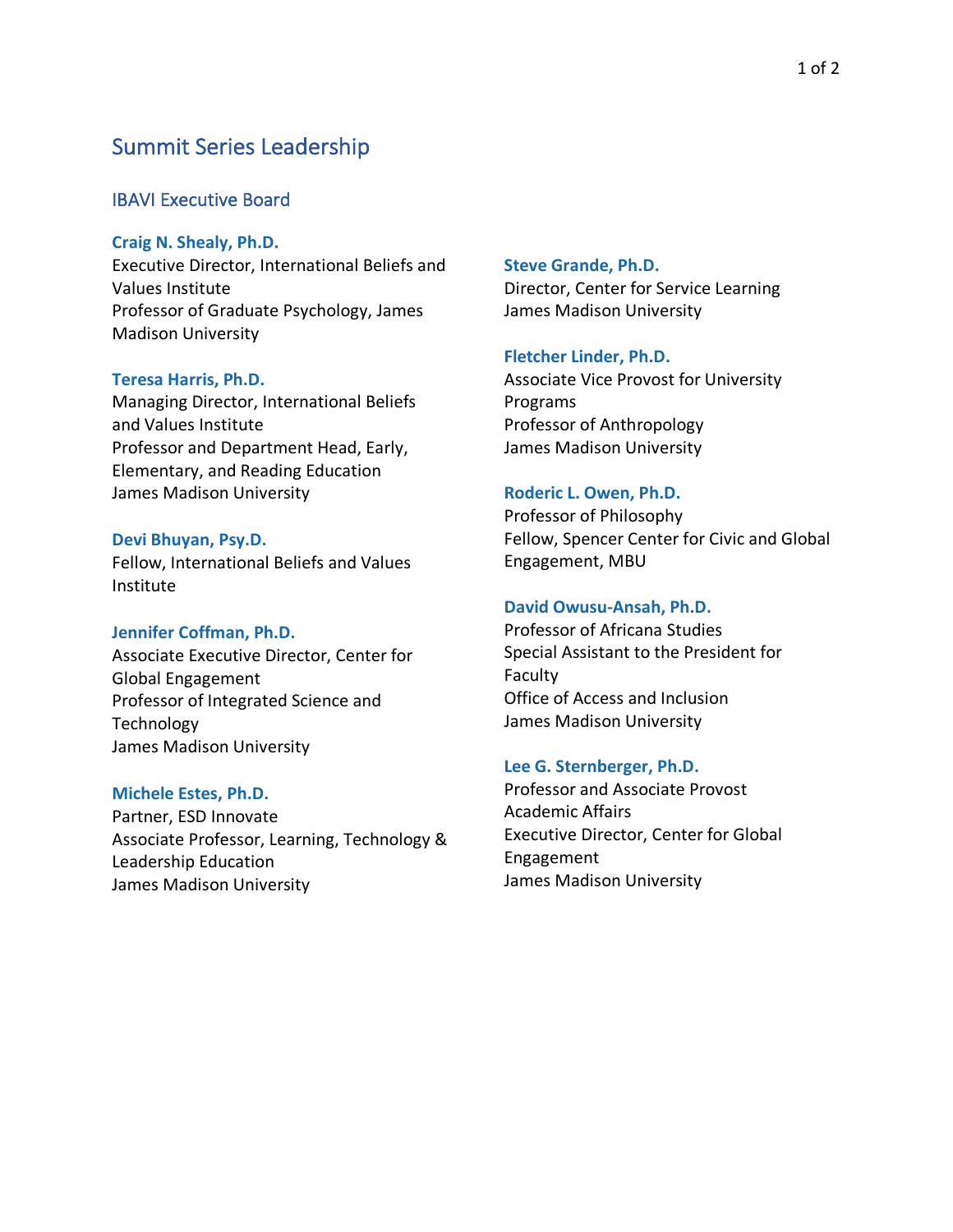# Summit Series Leadership

## IBAVI Executive Board

**Craig N. Shealy, Ph.D.**
Executive Director, International Beliefs and Values Institute
Professor of Graduate Psychology, James Madison University

**Teresa Harris, Ph.D.**
Managing Director, International Beliefs and Values Institute
Professor and Department Head, Early, Elementary, and Reading Education
James Madison University

**Devi Bhuyan, Psy.D.**
Fellow, International Beliefs and Values Institute

**Jennifer Coffman, Ph.D.**
Associate Executive Director, Center for Global Engagement
Professor of Integrated Science and Technology
James Madison University

**Michele Estes, Ph.D.**
Partner, ESD Innovate
Associate Professor, Learning, Technology & Leadership Education
James Madison University

**Steve Grande, Ph.D.**
Director, Center for Service Learning
James Madison University

**Fletcher Linder, Ph.D.**
Associate Vice Provost for University Programs
Professor of Anthropology
James Madison University

**Roderic L. Owen, Ph.D.**
Professor of Philosophy
Fellow, Spencer Center for Civic and Global Engagement, MBU

**David Owusu-Ansah, Ph.D.**
Professor of Africana Studies
Special Assistant to the President for Faculty
Office of Access and Inclusion
James Madison University

**Lee G. Sternberger, Ph.D.**
Professor and Associate Provost Academic Affairs
Executive Director, Center for Global Engagement
James Madison University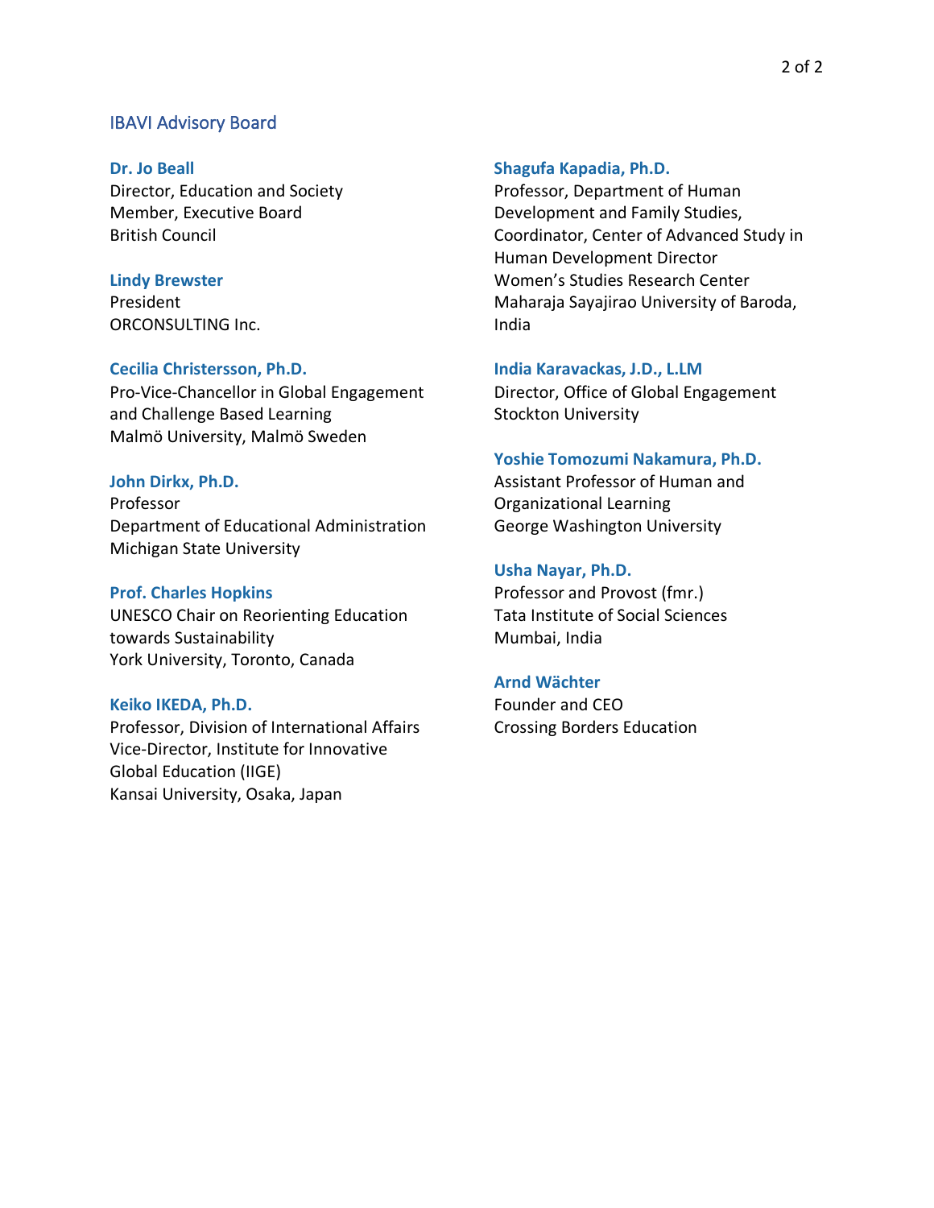## IBAVI Advisory Board

**Dr. Jo Beall**
Director, Education and Society
Member, Executive Board
British Council

**Lindy Brewster**
President
ORCONSULTING Inc.

**Cecilia Christersson, Ph.D.**
Pro-Vice-Chancellor in Global Engagement and Challenge Based Learning
Malmö University, Malmö Sweden

**John Dirkx, Ph.D.**
Professor
Department of Educational Administration
Michigan State University

**Prof. Charles Hopkins**
UNESCO Chair on Reorienting Education towards Sustainability
York University, Toronto, Canada

**Keiko IKEDA, Ph.D.**
Professor, Division of International Affairs
Vice-Director, Institute for Innovative Global Education (IIGE)
Kansai University, Osaka, Japan

**Shagufa Kapadia, Ph.D.**
Professor, Department of Human Development and Family Studies,
Coordinator, Center of Advanced Study in Human Development Director
Women's Studies Research Center
Maharaja Sayajirao University of Baroda, India

**India Karavackas, J.D., L.LM**
Director, Office of Global Engagement
Stockton University

**Yoshie Tomozumi Nakamura, Ph.D.**
Assistant Professor of Human and Organizational Learning
George Washington University

**Usha Nayar, Ph.D.**
Professor and Provost (fmr.)
Tata Institute of Social Sciences
Mumbai, India

**Arnd Wächter**
Founder and CEO
Crossing Borders Education